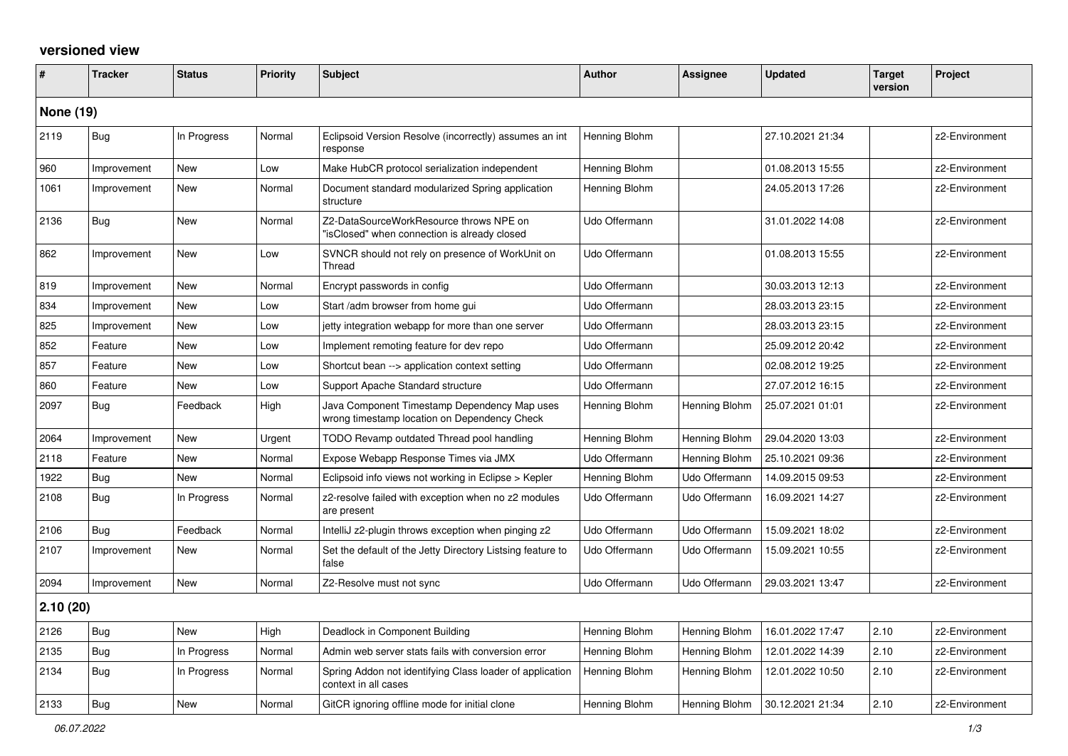# versioned view

| # | Tracker | Status | Priority | Subject | Author | Assignee | Updated | Target version | Project |
|---|---|---|---|---|---|---|---|---|---|
| **None (19)** | | | | | | | | | |
| 2119 | Bug | In Progress | Normal | Eclipsoid Version Resolve (incorrectly) assumes an int response | Henning Blohm | | 27.10.2021 21:34 | | z2-Environment |
| 960 | Improvement | New | Low | Make HubCR protocol serialization independent | Henning Blohm | | 01.08.2013 15:55 | | z2-Environment |
| 1061 | Improvement | New | Normal | Document standard modularized Spring application structure | Henning Blohm | | 24.05.2013 17:26 | | z2-Environment |
| 2136 | Bug | New | Normal | Z2-DataSourceWorkResource throws NPE on "isClosed" when connection is already closed | Udo Offermann | | 31.01.2022 14:08 | | z2-Environment |
| 862 | Improvement | New | Low | SVNCR should not rely on presence of WorkUnit on Thread | Udo Offermann | | 01.08.2013 15:55 | | z2-Environment |
| 819 | Improvement | New | Normal | Encrypt passwords in config | Udo Offermann | | 30.03.2013 12:13 | | z2-Environment |
| 834 | Improvement | New | Low | Start /adm browser from home gui | Udo Offermann | | 28.03.2013 23:15 | | z2-Environment |
| 825 | Improvement | New | Low | jetty integration webapp for more than one server | Udo Offermann | | 28.03.2013 23:15 | | z2-Environment |
| 852 | Feature | New | Low | Implement remoting feature for dev repo | Udo Offermann | | 25.09.2012 20:42 | | z2-Environment |
| 857 | Feature | New | Low | Shortcut bean --> application context setting | Udo Offermann | | 02.08.2012 19:25 | | z2-Environment |
| 860 | Feature | New | Low | Support Apache Standard structure | Udo Offermann | | 27.07.2012 16:15 | | z2-Environment |
| 2097 | Bug | Feedback | High | Java Component Timestamp Dependency Map uses wrong timestamp location on Dependency Check | Henning Blohm | Henning Blohm | 25.07.2021 01:01 | | z2-Environment |
| 2064 | Improvement | New | Urgent | TODO Revamp outdated Thread pool handling | Henning Blohm | Henning Blohm | 29.04.2020 13:03 | | z2-Environment |
| 2118 | Feature | New | Normal | Expose Webapp Response Times via JMX | Udo Offermann | Henning Blohm | 25.10.2021 09:36 | | z2-Environment |
| 1922 | Bug | New | Normal | Eclipsoid info views not working in Eclipse > Kepler | Henning Blohm | Udo Offermann | 14.09.2015 09:53 | | z2-Environment |
| 2108 | Bug | In Progress | Normal | z2-resolve failed with exception when no z2 modules are present | Udo Offermann | Udo Offermann | 16.09.2021 14:27 | | z2-Environment |
| 2106 | Bug | Feedback | Normal | IntelliJ z2-plugin throws exception when pinging z2 | Udo Offermann | Udo Offermann | 15.09.2021 18:02 | | z2-Environment |
| 2107 | Improvement | New | Normal | Set the default of the Jetty Directory Listsing feature to false | Udo Offermann | Udo Offermann | 15.09.2021 10:55 | | z2-Environment |
| 2094 | Improvement | New | Normal | Z2-Resolve must not sync | Udo Offermann | Udo Offermann | 29.03.2021 13:47 | | z2-Environment |
| **2.10 (20)** | | | | | | | | | |
| 2126 | Bug | New | High | Deadlock in Component Building | Henning Blohm | Henning Blohm | 16.01.2022 17:47 | 2.10 | z2-Environment |
| 2135 | Bug | In Progress | Normal | Admin web server stats fails with conversion error | Henning Blohm | Henning Blohm | 12.01.2022 14:39 | 2.10 | z2-Environment |
| 2134 | Bug | In Progress | Normal | Spring Addon not identifying Class loader of application context in all cases | Henning Blohm | Henning Blohm | 12.01.2022 10:50 | 2.10 | z2-Environment |
| 2133 | Bug | New | Normal | GitCR ignoring offline mode for initial clone | Henning Blohm | Henning Blohm | 30.12.2021 21:34 | 2.10 | z2-Environment |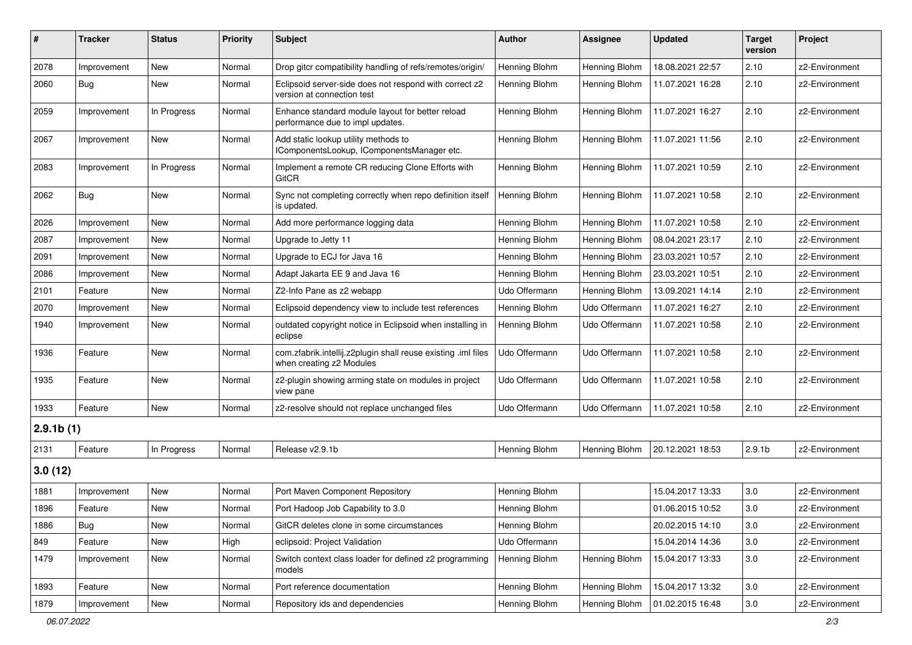| # | Tracker | Status | Priority | Subject | Author | Assignee | Updated | Target version | Project |
|---|---|---|---|---|---|---|---|---|---|
| 2078 | Improvement | New | Normal | Drop gitcr compatibility handling of refs/remotes/origin/ | Henning Blohm | Henning Blohm | 18.08.2021 22:57 | 2.10 | z2-Environment |
| 2060 | Bug | New | Normal | Eclipsoid server-side does not respond with correct z2 version at connection test | Henning Blohm | Henning Blohm | 11.07.2021 16:28 | 2.10 | z2-Environment |
| 2059 | Improvement | In Progress | Normal | Enhance standard module layout for better reload performance due to impl updates. | Henning Blohm | Henning Blohm | 11.07.2021 16:27 | 2.10 | z2-Environment |
| 2067 | Improvement | New | Normal | Add static lookup utility methods to IComponentsLookup, IComponentsManager etc. | Henning Blohm | Henning Blohm | 11.07.2021 11:56 | 2.10 | z2-Environment |
| 2083 | Improvement | In Progress | Normal | Implement a remote CR reducing Clone Efforts with GitCR | Henning Blohm | Henning Blohm | 11.07.2021 10:59 | 2.10 | z2-Environment |
| 2062 | Bug | New | Normal | Sync not completing correctly when repo definition itself is updated. | Henning Blohm | Henning Blohm | 11.07.2021 10:58 | 2.10 | z2-Environment |
| 2026 | Improvement | New | Normal | Add more performance logging data | Henning Blohm | Henning Blohm | 11.07.2021 10:58 | 2.10 | z2-Environment |
| 2087 | Improvement | New | Normal | Upgrade to Jetty 11 | Henning Blohm | Henning Blohm | 08.04.2021 23:17 | 2.10 | z2-Environment |
| 2091 | Improvement | New | Normal | Upgrade to ECJ for Java 16 | Henning Blohm | Henning Blohm | 23.03.2021 10:57 | 2.10 | z2-Environment |
| 2086 | Improvement | New | Normal | Adapt Jakarta EE 9 and Java 16 | Henning Blohm | Henning Blohm | 23.03.2021 10:51 | 2.10 | z2-Environment |
| 2101 | Feature | New | Normal | Z2-Info Pane as z2 webapp | Udo Offermann | Henning Blohm | 13.09.2021 14:14 | 2.10 | z2-Environment |
| 2070 | Improvement | New | Normal | Eclipsoid dependency view to include test references | Henning Blohm | Udo Offermann | 11.07.2021 16:27 | 2.10 | z2-Environment |
| 1940 | Improvement | New | Normal | outdated copyright notice in Eclipsoid when installing in eclipse | Henning Blohm | Udo Offermann | 11.07.2021 10:58 | 2.10 | z2-Environment |
| 1936 | Feature | New | Normal | com.zfabrik.intellij.z2plugin shall reuse existing .iml files when creating z2 Modules | Udo Offermann | Udo Offermann | 11.07.2021 10:58 | 2.10 | z2-Environment |
| 1935 | Feature | New | Normal | z2-plugin showing arming state on modules in project view pane | Udo Offermann | Udo Offermann | 11.07.2021 10:58 | 2.10 | z2-Environment |
| 1933 | Feature | New | Normal | z2-resolve should not replace unchanged files | Udo Offermann | Udo Offermann | 11.07.2021 10:58 | 2.10 | z2-Environment |
| **2.9.1b (1)** | | | | | | | | | |
| 2131 | Feature | In Progress | Normal | Release v2.9.1b | Henning Blohm | Henning Blohm | 20.12.2021 18:53 | 2.9.1b | z2-Environment |
| **3.0 (12)** | | | | | | | | | |
| 1881 | Improvement | New | Normal | Port Maven Component Repository | Henning Blohm | | 15.04.2017 13:33 | 3.0 | z2-Environment |
| 1896 | Feature | New | Normal | Port Hadoop Job Capability to 3.0 | Henning Blohm | | 01.06.2015 10:52 | 3.0 | z2-Environment |
| 1886 | Bug | New | Normal | GitCR deletes clone in some circumstances | Henning Blohm | | 20.02.2015 14:10 | 3.0 | z2-Environment |
| 849 | Feature | New | High | eclipsoid: Project Validation | Udo Offermann | | 15.04.2014 14:36 | 3.0 | z2-Environment |
| 1479 | Improvement | New | Normal | Switch context class loader for defined z2 programming models | Henning Blohm | Henning Blohm | 15.04.2017 13:33 | 3.0 | z2-Environment |
| 1893 | Feature | New | Normal | Port reference documentation | Henning Blohm | Henning Blohm | 15.04.2017 13:32 | 3.0 | z2-Environment |
| 1879 | Improvement | New | Normal | Repository ids and dependencies | Henning Blohm | Henning Blohm | 01.02.2015 16:48 | 3.0 | z2-Environment |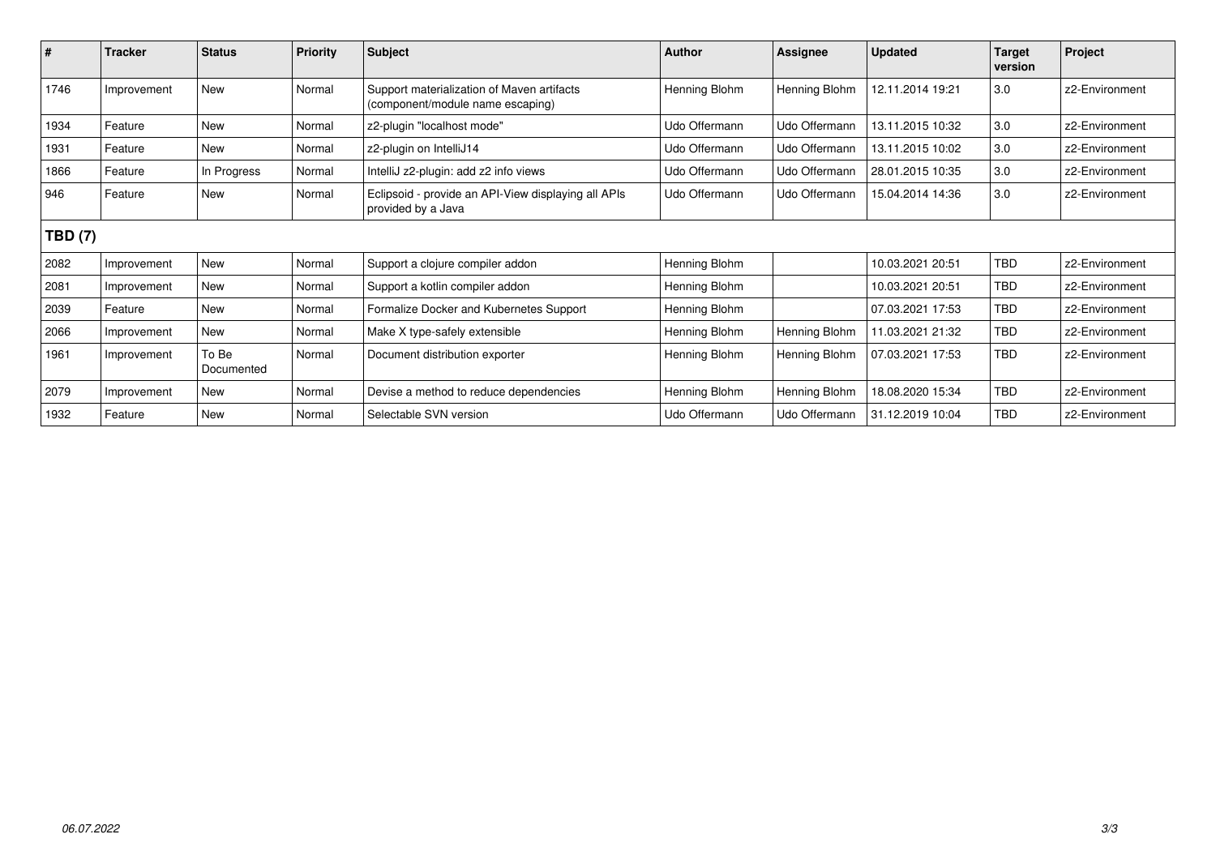| # | Tracker | Status | Priority | Subject | Author | Assignee | Updated | Target version | Project |
|---|---|---|---|---|---|---|---|---|---|
| 1746 | Improvement | New | Normal | Support materialization of Maven artifacts (component/module name escaping) | Henning Blohm | Henning Blohm | 12.11.2014 19:21 | 3.0 | z2-Environment |
| 1934 | Feature | New | Normal | z2-plugin "localhost mode" | Udo Offermann | Udo Offermann | 13.11.2015 10:32 | 3.0 | z2-Environment |
| 1931 | Feature | New | Normal | z2-plugin on IntelliJ14 | Udo Offermann | Udo Offermann | 13.11.2015 10:02 | 3.0 | z2-Environment |
| 1866 | Feature | In Progress | Normal | IntelliJ z2-plugin: add z2 info views | Udo Offermann | Udo Offermann | 28.01.2015 10:35 | 3.0 | z2-Environment |
| 946 | Feature | New | Normal | Eclipsoid - provide an API-View displaying all APIs provided by a Java | Udo Offermann | Udo Offermann | 15.04.2014 14:36 | 3.0 | z2-Environment |
| **TBD (7)** | | | | | | | | | |
| 2082 | Improvement | New | Normal | Support a clojure compiler addon | Henning Blohm | | 10.03.2021 20:51 | TBD | z2-Environment |
| 2081 | Improvement | New | Normal | Support a kotlin compiler addon | Henning Blohm | | 10.03.2021 20:51 | TBD | z2-Environment |
| 2039 | Feature | New | Normal | Formalize Docker and Kubernetes Support | Henning Blohm | | 07.03.2021 17:53 | TBD | z2-Environment |
| 2066 | Improvement | New | Normal | Make X type-safely extensible | Henning Blohm | Henning Blohm | 11.03.2021 21:32 | TBD | z2-Environment |
| 1961 | Improvement | To Be Documented | Normal | Document distribution exporter | Henning Blohm | Henning Blohm | 07.03.2021 17:53 | TBD | z2-Environment |
| 2079 | Improvement | New | Normal | Devise a method to reduce dependencies | Henning Blohm | Henning Blohm | 18.08.2020 15:34 | TBD | z2-Environment |
| 1932 | Feature | New | Normal | Selectable SVN version | Udo Offermann | Udo Offermann | 31.12.2019 10:04 | TBD | z2-Environment |